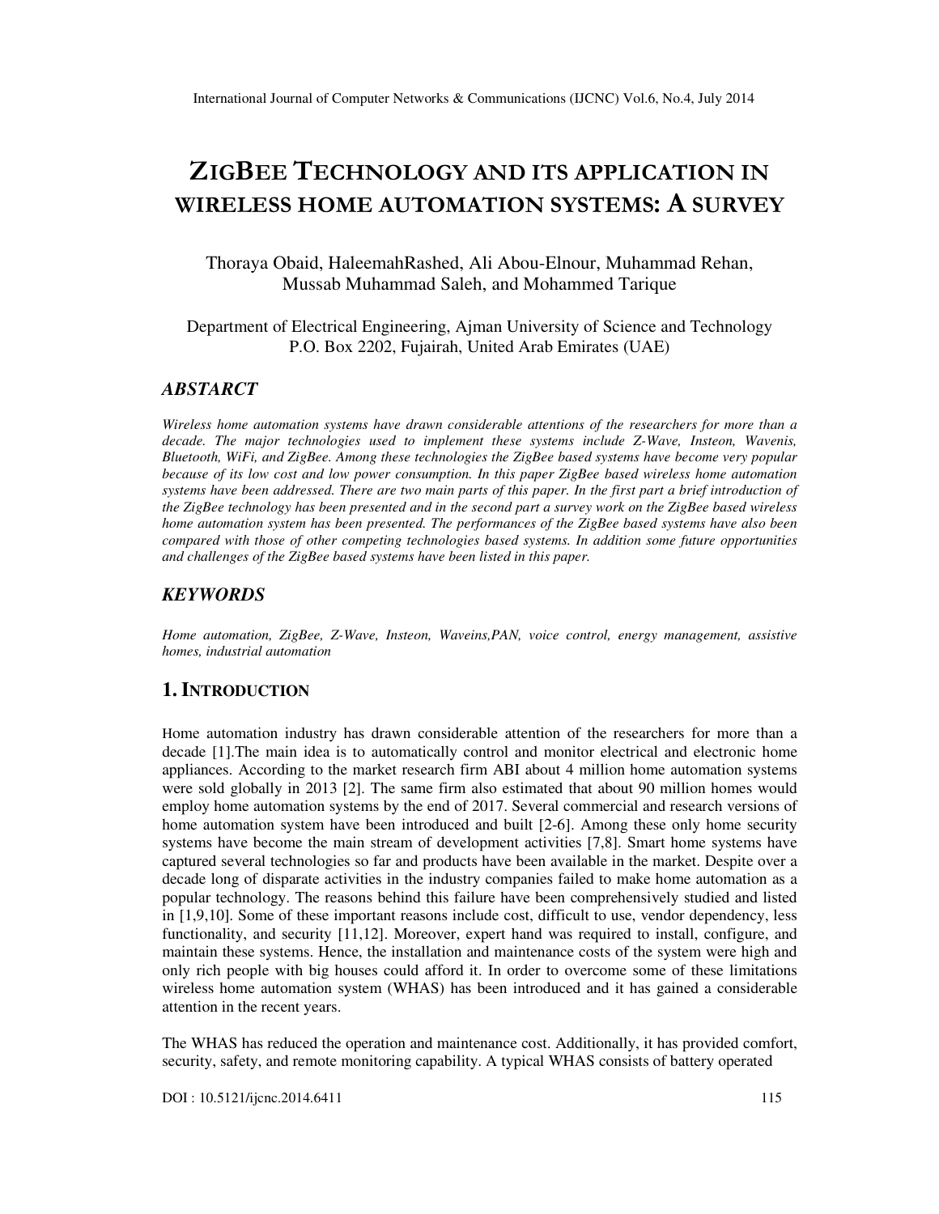# ZIGBEE TECHNOLOGY AND ITS APPLICATION IN WIRELESS HOME AUTOMATION SYSTEMS: A SURVEY

Thoraya Obaid, HaleemahRashed, Ali Abou-Elnour, Muhammad Rehan, Mussab Muhammad Saleh, and Mohammed Tarique

Department of Electrical Engineering, Ajman University of Science and Technology
P.O. Box 2202, Fujairah, United Arab Emirates (UAE)

## ABSTARCT

*Wireless home automation systems have drawn considerable attentions of the researchers for more than a decade. The major technologies used to implement these systems include Z-Wave, Insteon, Wavenis, Bluetooth, WiFi, and ZigBee. Among these technologies the ZigBee based systems have become very popular because of its low cost and low power consumption. In this paper ZigBee based wireless home automation systems have been addressed. There are two main parts of this paper. In the first part a brief introduction of the ZigBee technology has been presented and in the second part a survey work on the ZigBee based wireless home automation system has been presented. The performances of the ZigBee based systems have also been compared with those of other competing technologies based systems. In addition some future opportunities and challenges of the ZigBee based systems have been listed in this paper.*

## KEYWORDS

*Home automation, ZigBee, Z-Wave, Insteon, Waveins,PAN, voice control, energy management, assistive homes, industrial automation*

## 1. INTRODUCTION

Home automation industry has drawn considerable attention of the researchers for more than a decade [1].The main idea is to automatically control and monitor electrical and electronic home appliances. According to the market research firm ABI about 4 million home automation systems were sold globally in 2013 [2]. The same firm also estimated that about 90 million homes would employ home automation systems by the end of 2017. Several commercial and research versions of home automation system have been introduced and built [2-6]. Among these only home security systems have become the main stream of development activities [7,8]. Smart home systems have captured several technologies so far and products have been available in the market. Despite over a decade long of disparate activities in the industry companies failed to make home automation as a popular technology. The reasons behind this failure have been comprehensively studied and listed in [1,9,10]. Some of these important reasons include cost, difficult to use, vendor dependency, less functionality, and security [11,12]. Moreover, expert hand was required to install, configure, and maintain these systems. Hence, the installation and maintenance costs of the system were high and only rich people with big houses could afford it. In order to overcome some of these limitations wireless home automation system (WHAS) has been introduced and it has gained a considerable attention in the recent years.

The WHAS has reduced the operation and maintenance cost. Additionally, it has provided comfort, security, safety, and remote monitoring capability. A typical WHAS consists of battery operated

DOI : 10.5121/ijcnc.2014.6411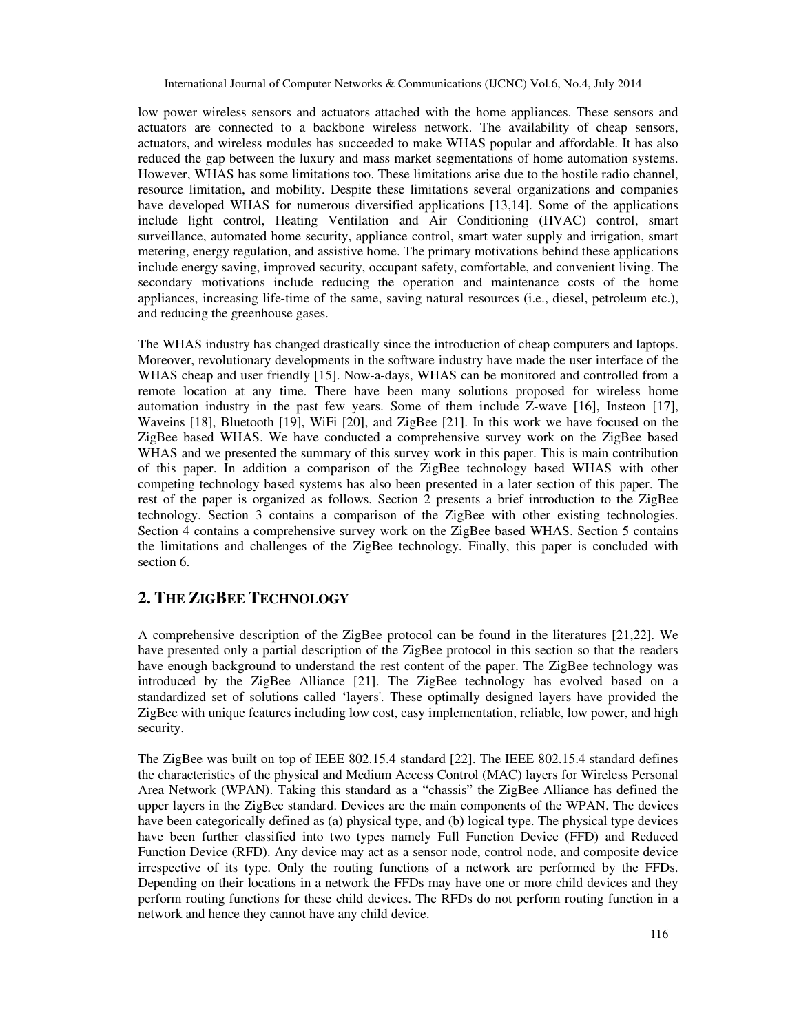low power wireless sensors and actuators attached with the home appliances. These sensors and actuators are connected to a backbone wireless network. The availability of cheap sensors, actuators, and wireless modules has succeeded to make WHAS popular and affordable. It has also reduced the gap between the luxury and mass market segmentations of home automation systems. However, WHAS has some limitations too. These limitations arise due to the hostile radio channel, resource limitation, and mobility. Despite these limitations several organizations and companies have developed WHAS for numerous diversified applications [13,14]. Some of the applications include light control, Heating Ventilation and Air Conditioning (HVAC) control, smart surveillance, automated home security, appliance control, smart water supply and irrigation, smart metering, energy regulation, and assistive home. The primary motivations behind these applications include energy saving, improved security, occupant safety, comfortable, and convenient living. The secondary motivations include reducing the operation and maintenance costs of the home appliances, increasing life-time of the same, saving natural resources (i.e., diesel, petroleum etc.), and reducing the greenhouse gases.

The WHAS industry has changed drastically since the introduction of cheap computers and laptops. Moreover, revolutionary developments in the software industry have made the user interface of the WHAS cheap and user friendly [15]. Now-a-days, WHAS can be monitored and controlled from a remote location at any time. There have been many solutions proposed for wireless home automation industry in the past few years. Some of them include Z-wave [16], Insteon [17], Waveins [18], Bluetooth [19], WiFi [20], and ZigBee [21]. In this work we have focused on the ZigBee based WHAS. We have conducted a comprehensive survey work on the ZigBee based WHAS and we presented the summary of this survey work in this paper. This is main contribution of this paper. In addition a comparison of the ZigBee technology based WHAS with other competing technology based systems has also been presented in a later section of this paper. The rest of the paper is organized as follows. Section 2 presents a brief introduction to the ZigBee technology. Section 3 contains a comparison of the ZigBee with other existing technologies. Section 4 contains a comprehensive survey work on the ZigBee based WHAS. Section 5 contains the limitations and challenges of the ZigBee technology. Finally, this paper is concluded with section 6.

## 2. THE ZIGBEE TECHNOLOGY

A comprehensive description of the ZigBee protocol can be found in the literatures [21,22]. We have presented only a partial description of the ZigBee protocol in this section so that the readers have enough background to understand the rest content of the paper. The ZigBee technology was introduced by the ZigBee Alliance [21]. The ZigBee technology has evolved based on a standardized set of solutions called 'layers'. These optimally designed layers have provided the ZigBee with unique features including low cost, easy implementation, reliable, low power, and high security.

The ZigBee was built on top of IEEE 802.15.4 standard [22]. The IEEE 802.15.4 standard defines the characteristics of the physical and Medium Access Control (MAC) layers for Wireless Personal Area Network (WPAN). Taking this standard as a "chassis" the ZigBee Alliance has defined the upper layers in the ZigBee standard. Devices are the main components of the WPAN. The devices have been categorically defined as (a) physical type, and (b) logical type. The physical type devices have been further classified into two types namely Full Function Device (FFD) and Reduced Function Device (RFD). Any device may act as a sensor node, control node, and composite device irrespective of its type. Only the routing functions of a network are performed by the FFDs. Depending on their locations in a network the FFDs may have one or more child devices and they perform routing functions for these child devices. The RFDs do not perform routing function in a network and hence they cannot have any child device.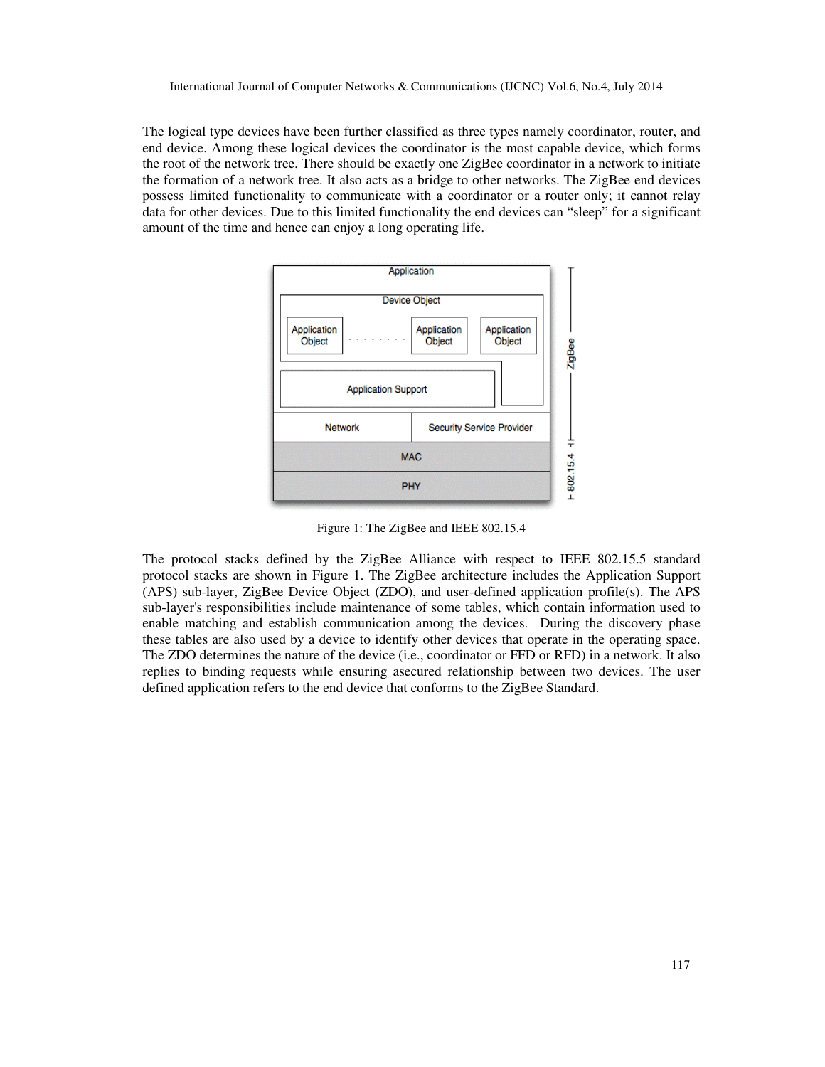The logical type devices have been further classified as three types namely coordinator, router, and end device. Among these logical devices the coordinator is the most capable device, which forms the root of the network tree. There should be exactly one ZigBee coordinator in a network to initiate the formation of a network tree. It also acts as a bridge to other networks. The ZigBee end devices possess limited functionality to communicate with a coordinator or a router only; it cannot relay data for other devices. Due to this limited functionality the end devices can "sleep" for a significant amount of the time and hence can enjoy a long operating life.

Figure 1: The ZigBee and IEEE 802.15.4

The protocol stacks defined by the ZigBee Alliance with respect to IEEE 802.15.5 standard protocol stacks are shown in Figure 1. The ZigBee architecture includes the Application Support (APS) sub-layer, ZigBee Device Object (ZDO), and user-defined application profile(s). The APS sub-layer's responsibilities include maintenance of some tables, which contain information used to enable matching and establish communication among the devices. During the discovery phase these tables are also used by a device to identify other devices that operate in the operating space. The ZDO determines the nature of the device (i.e., coordinator or FFD or RFD) in a network. It also replies to binding requests while ensuring asecured relationship between two devices. The user defined application refers to the end device that conforms to the ZigBee Standard.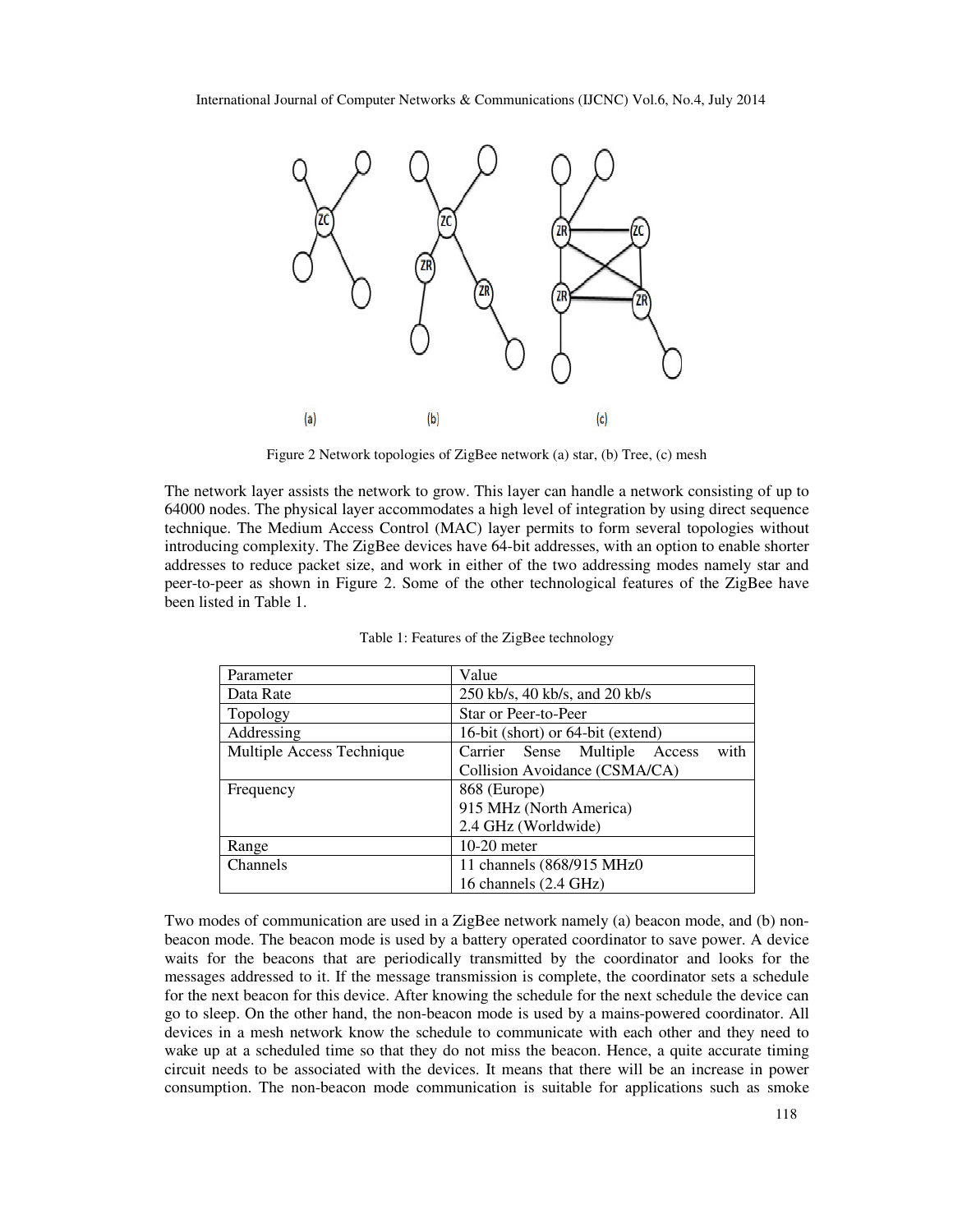Figure 2 Network topologies of ZigBee network (a) star, (b) Tree, (c) mesh

The network layer assists the network to grow. This layer can handle a network consisting of up to 64000 nodes. The physical layer accommodates a high level of integration by using direct sequence technique. The Medium Access Control (MAC) layer permits to form several topologies without introducing complexity. The ZigBee devices have 64-bit addresses, with an option to enable shorter addresses to reduce packet size, and work in either of the two addressing modes namely star and peer-to-peer as shown in Figure 2. Some of the other technological features of the ZigBee have been listed in Table 1.

Table 1: Features of the ZigBee technology

| Parameter | Value |
|---|---|
| Data Rate | 250 kb/s, 40 kb/s, and 20 kb/s |
| Topology | Star or Peer-to-Peer |
| Addressing | 16-bit (short) or 64-bit (extend) |
| Multiple Access Technique | Carrier Sense Multiple Access with Collision Avoidance (CSMA/CA) |
| Frequency | 868 (Europe)<br>915 MHz (North America)<br>2.4 GHz (Worldwide) |
| Range | 10-20 meter |
| Channels | 11 channels (868/915 MHz0<br>16 channels (2.4 GHz) |

Two modes of communication are used in a ZigBee network namely (a) beacon mode, and (b) non-beacon mode. The beacon mode is used by a battery operated coordinator to save power. A device waits for the beacons that are periodically transmitted by the coordinator and looks for the messages addressed to it. If the message transmission is complete, the coordinator sets a schedule for the next beacon for this device. After knowing the schedule for the next schedule the device can go to sleep. On the other hand, the non-beacon mode is used by a mains-powered coordinator. All devices in a mesh network know the schedule to communicate with each other and they need to wake up at a scheduled time so that they do not miss the beacon. Hence, a quite accurate timing circuit needs to be associated with the devices. It means that there will be an increase in power consumption. The non-beacon mode communication is suitable for applications such as smoke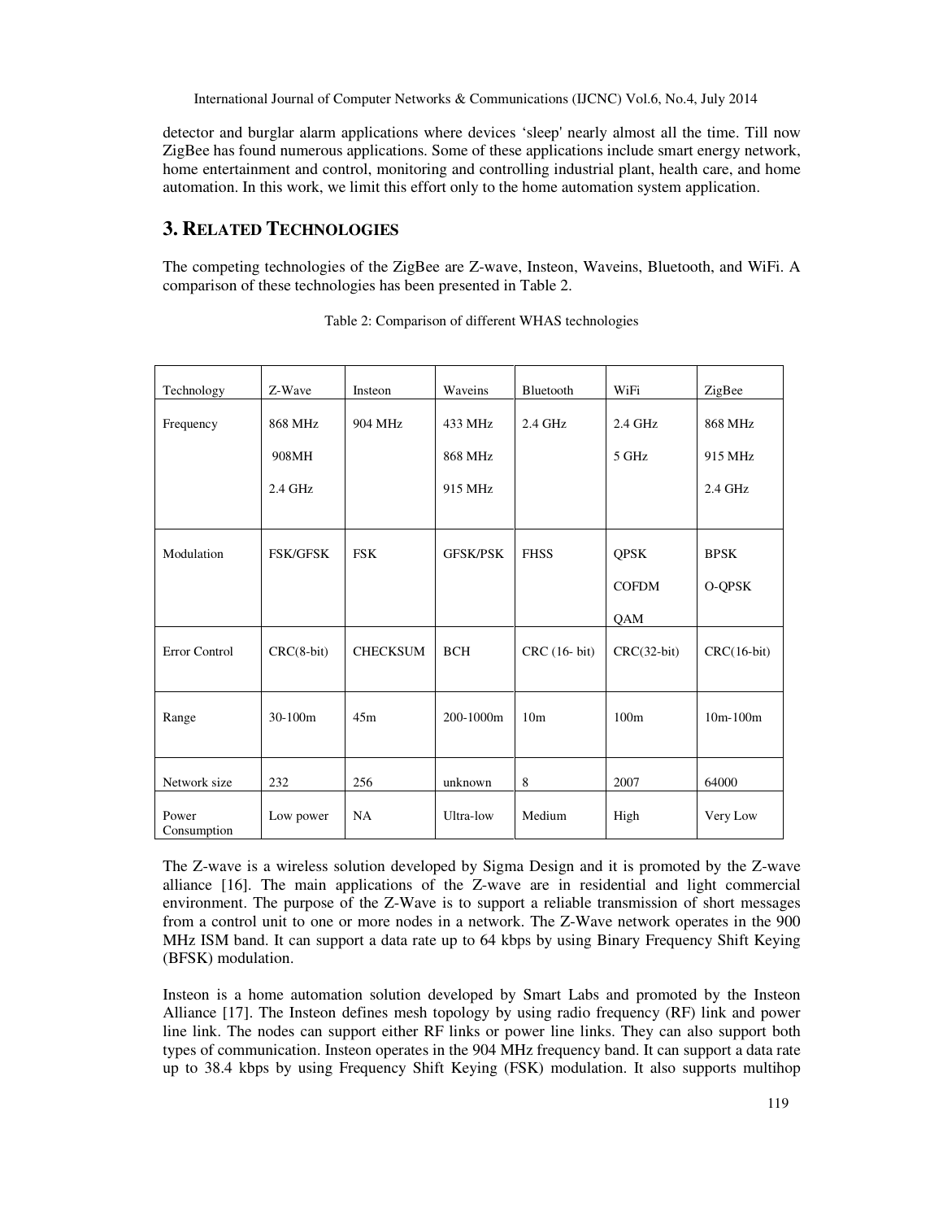detector and burglar alarm applications where devices 'sleep' nearly almost all the time. Till now ZigBee has found numerous applications. Some of these applications include smart energy network, home entertainment and control, monitoring and controlling industrial plant, health care, and home automation. In this work, we limit this effort only to the home automation system application.

## 3. RELATED TECHNOLOGIES

The competing technologies of the ZigBee are Z-wave, Insteon, Waveins, Bluetooth, and WiFi. A comparison of these technologies has been presented in Table 2.

Table 2: Comparison of different WHAS technologies

| Technology | Z-Wave | Insteon | Waveins | Bluetooth | WiFi | ZigBee |
|---|---|---|---|---|---|---|
| Frequency | 868 MHz<br>908MH<br>2.4 GHz | 904 MHz | 433 MHz<br>868 MHz<br>915 MHz | 2.4 GHz | 2.4 GHz<br>5 GHz | 868 MHz<br>915 MHz<br>2.4 GHz |
| Modulation | FSK/GFSK | FSK | GFSK/PSK | FHSS | QPSK<br>COFDM<br>QAM | BPSK<br>O-QPSK |
| Error Control | CRC(8-bit) | CHECKSUM | BCH | CRC (16- bit) | CRC(32-bit) | CRC(16-bit) |
| Range | 30-100m | 45m | 200-1000m | 10m | 100m | 10m-100m |
| Network size | 232 | 256 | unknown | 8 | 2007 | 64000 |
| Power Consumption | Low power | NA | Ultra-low | Medium | High | Very Low |

The Z-wave is a wireless solution developed by Sigma Design and it is promoted by the Z-wave alliance [16]. The main applications of the Z-wave are in residential and light commercial environment. The purpose of the Z-Wave is to support a reliable transmission of short messages from a control unit to one or more nodes in a network. The Z-Wave network operates in the 900 MHz ISM band. It can support a data rate up to 64 kbps by using Binary Frequency Shift Keying (BFSK) modulation.

Insteon is a home automation solution developed by Smart Labs and promoted by the Insteon Alliance [17]. The Insteon defines mesh topology by using radio frequency (RF) link and power line link. The nodes can support either RF links or power line links. They can also support both types of communication. Insteon operates in the 904 MHz frequency band. It can support a data rate up to 38.4 kbps by using Frequency Shift Keying (FSK) modulation. It also supports multihop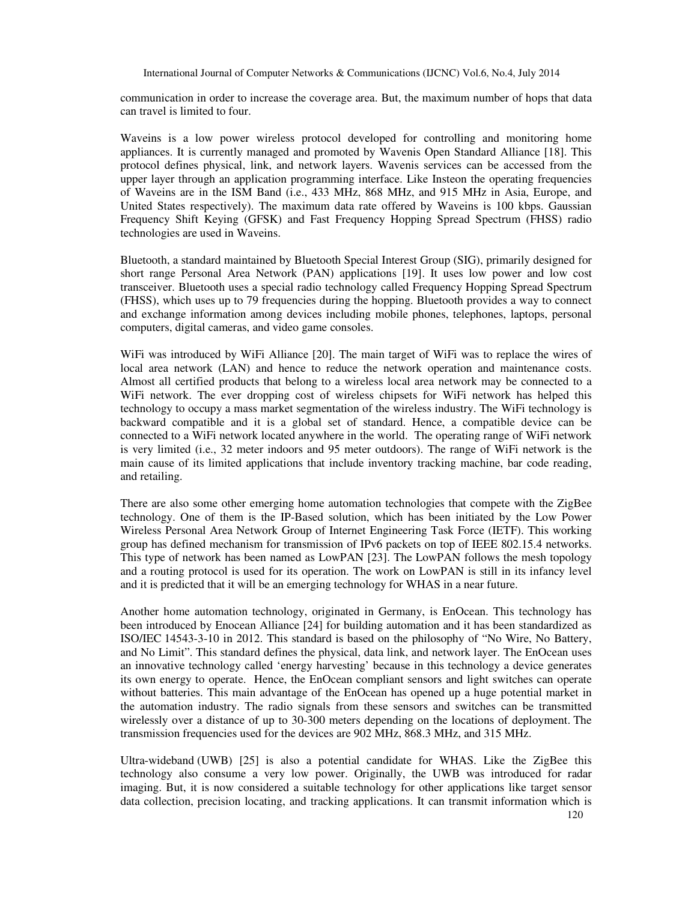communication in order to increase the coverage area. But, the maximum number of hops that data can travel is limited to four.

Waveins is a low power wireless protocol developed for controlling and monitoring home appliances. It is currently managed and promoted by Wavenis Open Standard Alliance [18]. This protocol defines physical, link, and network layers. Wavenis services can be accessed from the upper layer through an application programming interface. Like Insteon the operating frequencies of Waveins are in the ISM Band (i.e., 433 MHz, 868 MHz, and 915 MHz in Asia, Europe, and United States respectively). The maximum data rate offered by Waveins is 100 kbps. Gaussian Frequency Shift Keying (GFSK) and Fast Frequency Hopping Spread Spectrum (FHSS) radio technologies are used in Waveins.

Bluetooth, a standard maintained by Bluetooth Special Interest Group (SIG), primarily designed for short range Personal Area Network (PAN) applications [19]. It uses low power and low cost transceiver. Bluetooth uses a special radio technology called Frequency Hopping Spread Spectrum (FHSS), which uses up to 79 frequencies during the hopping. Bluetooth provides a way to connect and exchange information among devices including mobile phones, telephones, laptops, personal computers, digital cameras, and video game consoles.

WiFi was introduced by WiFi Alliance [20]. The main target of WiFi was to replace the wires of local area network (LAN) and hence to reduce the network operation and maintenance costs. Almost all certified products that belong to a wireless local area network may be connected to a WiFi network. The ever dropping cost of wireless chipsets for WiFi network has helped this technology to occupy a mass market segmentation of the wireless industry. The WiFi technology is backward compatible and it is a global set of standard. Hence, a compatible device can be connected to a WiFi network located anywhere in the world. The operating range of WiFi network is very limited (i.e., 32 meter indoors and 95 meter outdoors). The range of WiFi network is the main cause of its limited applications that include inventory tracking machine, bar code reading, and retailing.

There are also some other emerging home automation technologies that compete with the ZigBee technology. One of them is the IP-Based solution, which has been initiated by the Low Power Wireless Personal Area Network Group of Internet Engineering Task Force (IETF). This working group has defined mechanism for transmission of IPv6 packets on top of IEEE 802.15.4 networks. This type of network has been named as LowPAN [23]. The LowPAN follows the mesh topology and a routing protocol is used for its operation. The work on LowPAN is still in its infancy level and it is predicted that it will be an emerging technology for WHAS in a near future.

Another home automation technology, originated in Germany, is EnOcean. This technology has been introduced by Enocean Alliance [24] for building automation and it has been standardized as ISO/IEC 14543-3-10 in 2012. This standard is based on the philosophy of "No Wire, No Battery, and No Limit". This standard defines the physical, data link, and network layer. The EnOcean uses an innovative technology called 'energy harvesting' because in this technology a device generates its own energy to operate. Hence, the EnOcean compliant sensors and light switches can operate without batteries. This main advantage of the EnOcean has opened up a huge potential market in the automation industry. The radio signals from these sensors and switches can be transmitted wirelessly over a distance of up to 30-300 meters depending on the locations of deployment. The transmission frequencies used for the devices are 902 MHz, 868.3 MHz, and 315 MHz.

Ultra-wideband (UWB) [25] is also a potential candidate for WHAS. Like the ZigBee this technology also consume a very low power. Originally, the UWB was introduced for radar imaging. But, it is now considered a suitable technology for other applications like target sensor data collection, precision locating, and tracking applications. It can transmit information which is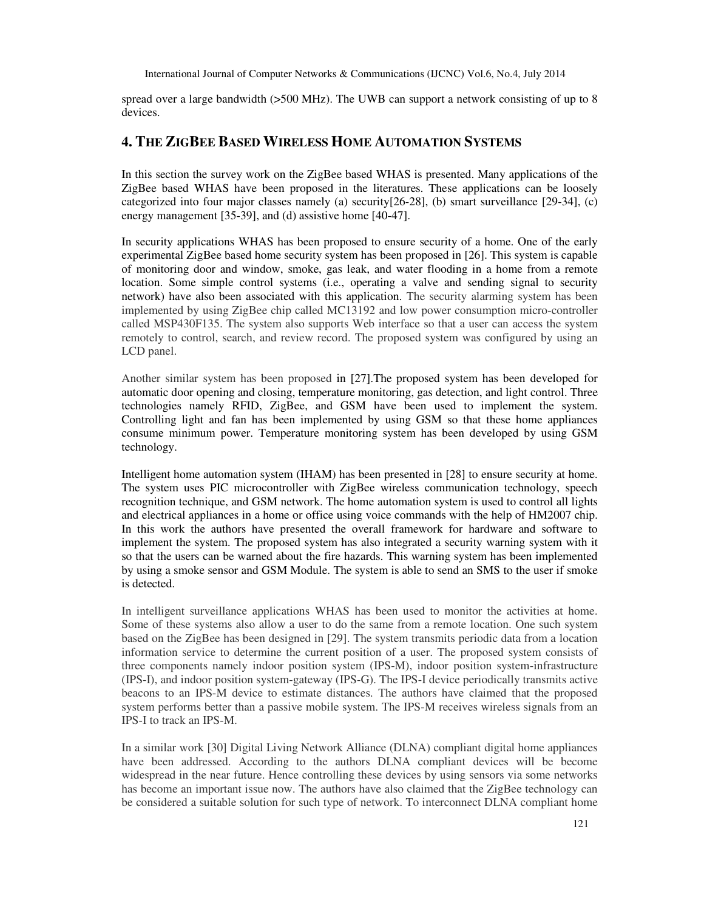spread over a large bandwidth (>500 MHz). The UWB can support a network consisting of up to 8 devices.

## 4. The ZigBee Based Wireless Home Automation Systems

In this section the survey work on the ZigBee based WHAS is presented. Many applications of the ZigBee based WHAS have been proposed in the literatures. These applications can be loosely categorized into four major classes namely (a) security[26-28], (b) smart surveillance [29-34], (c) energy management [35-39], and (d) assistive home [40-47].

In security applications WHAS has been proposed to ensure security of a home. One of the early experimental ZigBee based home security system has been proposed in [26]. This system is capable of monitoring door and window, smoke, gas leak, and water flooding in a home from a remote location. Some simple control systems (i.e., operating a valve and sending signal to security network) have also been associated with this application. The security alarming system has been implemented by using ZigBee chip called MC13192 and low power consumption micro-controller called MSP430F135. The system also supports Web interface so that a user can access the system remotely to control, search, and review record. The proposed system was configured by using an LCD panel.

Another similar system has been proposed in [27].The proposed system has been developed for automatic door opening and closing, temperature monitoring, gas detection, and light control. Three technologies namely RFID, ZigBee, and GSM have been used to implement the system. Controlling light and fan has been implemented by using GSM so that these home appliances consume minimum power. Temperature monitoring system has been developed by using GSM technology.

Intelligent home automation system (IHAM) has been presented in [28] to ensure security at home. The system uses PIC microcontroller with ZigBee wireless communication technology, speech recognition technique, and GSM network. The home automation system is used to control all lights and electrical appliances in a home or office using voice commands with the help of HM2007 chip. In this work the authors have presented the overall framework for hardware and software to implement the system. The proposed system has also integrated a security warning system with it so that the users can be warned about the fire hazards. This warning system has been implemented by using a smoke sensor and GSM Module. The system is able to send an SMS to the user if smoke is detected.

In intelligent surveillance applications WHAS has been used to monitor the activities at home. Some of these systems also allow a user to do the same from a remote location. One such system based on the ZigBee has been designed in [29]. The system transmits periodic data from a location information service to determine the current position of a user. The proposed system consists of three components namely indoor position system (IPS-M), indoor position system-infrastructure (IPS-I), and indoor position system-gateway (IPS-G). The IPS-I device periodically transmits active beacons to an IPS-M device to estimate distances. The authors have claimed that the proposed system performs better than a passive mobile system. The IPS-M receives wireless signals from an IPS-I to track an IPS-M.

In a similar work [30] Digital Living Network Alliance (DLNA) compliant digital home appliances have been addressed. According to the authors DLNA compliant devices will be become widespread in the near future. Hence controlling these devices by using sensors via some networks has become an important issue now. The authors have also claimed that the ZigBee technology can be considered a suitable solution for such type of network. To interconnect DLNA compliant home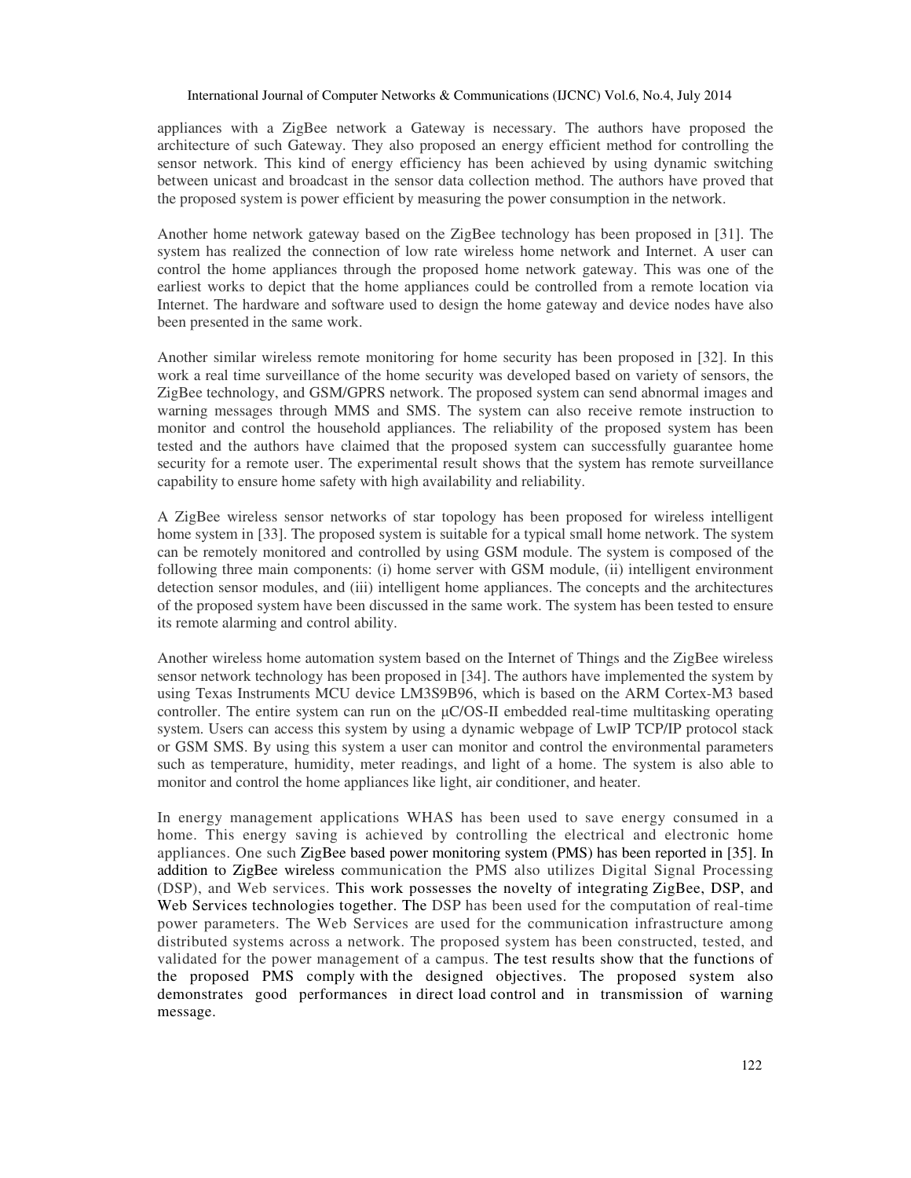appliances with a ZigBee network a Gateway is necessary. The authors have proposed the architecture of such Gateway. They also proposed an energy efficient method for controlling the sensor network. This kind of energy efficiency has been achieved by using dynamic switching between unicast and broadcast in the sensor data collection method. The authors have proved that the proposed system is power efficient by measuring the power consumption in the network.

Another home network gateway based on the ZigBee technology has been proposed in [31]. The system has realized the connection of low rate wireless home network and Internet. A user can control the home appliances through the proposed home network gateway. This was one of the earliest works to depict that the home appliances could be controlled from a remote location via Internet. The hardware and software used to design the home gateway and device nodes have also been presented in the same work.

Another similar wireless remote monitoring for home security has been proposed in [32]. In this work a real time surveillance of the home security was developed based on variety of sensors, the ZigBee technology, and GSM/GPRS network. The proposed system can send abnormal images and warning messages through MMS and SMS. The system can also receive remote instruction to monitor and control the household appliances. The reliability of the proposed system has been tested and the authors have claimed that the proposed system can successfully guarantee home security for a remote user. The experimental result shows that the system has remote surveillance capability to ensure home safety with high availability and reliability.

A ZigBee wireless sensor networks of star topology has been proposed for wireless intelligent home system in [33]. The proposed system is suitable for a typical small home network. The system can be remotely monitored and controlled by using GSM module. The system is composed of the following three main components: (i) home server with GSM module, (ii) intelligent environment detection sensor modules, and (iii) intelligent home appliances. The concepts and the architectures of the proposed system have been discussed in the same work. The system has been tested to ensure its remote alarming and control ability.

Another wireless home automation system based on the Internet of Things and the ZigBee wireless sensor network technology has been proposed in [34]. The authors have implemented the system by using Texas Instruments MCU device LM3S9B96, which is based on the ARM Cortex-M3 based controller. The entire system can run on the μC/OS-II embedded real-time multitasking operating system. Users can access this system by using a dynamic webpage of LwIP TCP/IP protocol stack or GSM SMS. By using this system a user can monitor and control the environmental parameters such as temperature, humidity, meter readings, and light of a home. The system is also able to monitor and control the home appliances like light, air conditioner, and heater.

In energy management applications WHAS has been used to save energy consumed in a home. This energy saving is achieved by controlling the electrical and electronic home appliances. One such ZigBee based power monitoring system (PMS) has been reported in [35]. In addition to ZigBee wireless communication the PMS also utilizes Digital Signal Processing (DSP), and Web services. This work possesses the novelty of integrating ZigBee, DSP, and Web Services technologies together. The DSP has been used for the computation of real-time power parameters. The Web Services are used for the communication infrastructure among distributed systems across a network. The proposed system has been constructed, tested, and validated for the power management of a campus. The test results show that the functions of the proposed PMS comply with the designed objectives. The proposed system also demonstrates good performances in direct load control and in transmission of warning message.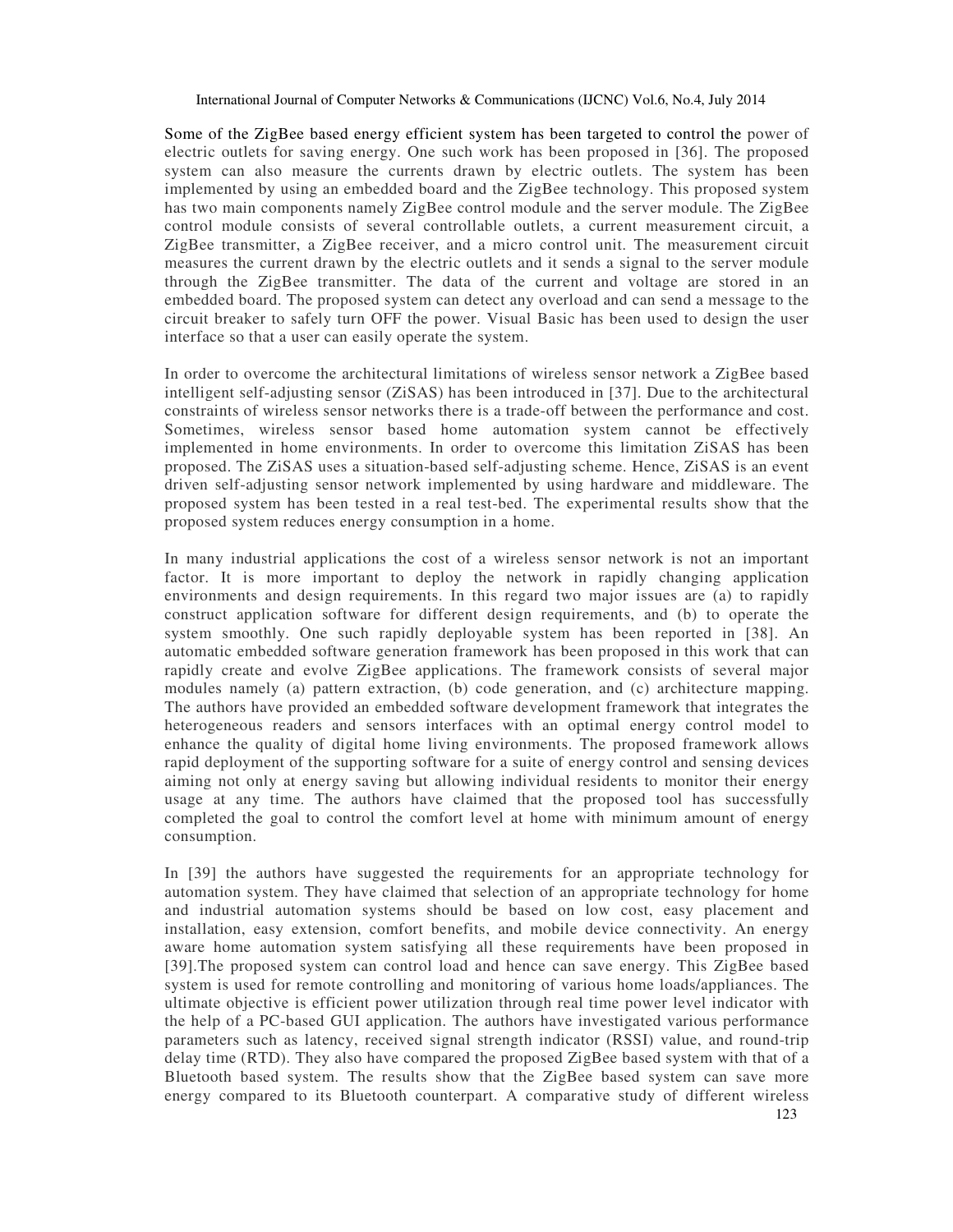Some of the ZigBee based energy efficient system has been targeted to control the power of electric outlets for saving energy. One such work has been proposed in [36]. The proposed system can also measure the currents drawn by electric outlets. The system has been implemented by using an embedded board and the ZigBee technology. This proposed system has two main components namely ZigBee control module and the server module. The ZigBee control module consists of several controllable outlets, a current measurement circuit, a ZigBee transmitter, a ZigBee receiver, and a micro control unit. The measurement circuit measures the current drawn by the electric outlets and it sends a signal to the server module through the ZigBee transmitter. The data of the current and voltage are stored in an embedded board. The proposed system can detect any overload and can send a message to the circuit breaker to safely turn OFF the power. Visual Basic has been used to design the user interface so that a user can easily operate the system.

In order to overcome the architectural limitations of wireless sensor network a ZigBee based intelligent self-adjusting sensor (ZiSAS) has been introduced in [37]. Due to the architectural constraints of wireless sensor networks there is a trade-off between the performance and cost. Sometimes, wireless sensor based home automation system cannot be effectively implemented in home environments. In order to overcome this limitation ZiSAS has been proposed. The ZiSAS uses a situation-based self-adjusting scheme. Hence, ZiSAS is an event driven self-adjusting sensor network implemented by using hardware and middleware. The proposed system has been tested in a real test-bed. The experimental results show that the proposed system reduces energy consumption in a home.

In many industrial applications the cost of a wireless sensor network is not an important factor. It is more important to deploy the network in rapidly changing application environments and design requirements. In this regard two major issues are (a) to rapidly construct application software for different design requirements, and (b) to operate the system smoothly. One such rapidly deployable system has been reported in [38]. An automatic embedded software generation framework has been proposed in this work that can rapidly create and evolve ZigBee applications. The framework consists of several major modules namely (a) pattern extraction, (b) code generation, and (c) architecture mapping. The authors have provided an embedded software development framework that integrates the heterogeneous readers and sensors interfaces with an optimal energy control model to enhance the quality of digital home living environments. The proposed framework allows rapid deployment of the supporting software for a suite of energy control and sensing devices aiming not only at energy saving but allowing individual residents to monitor their energy usage at any time. The authors have claimed that the proposed tool has successfully completed the goal to control the comfort level at home with minimum amount of energy consumption.

In [39] the authors have suggested the requirements for an appropriate technology for automation system. They have claimed that selection of an appropriate technology for home and industrial automation systems should be based on low cost, easy placement and installation, easy extension, comfort benefits, and mobile device connectivity. An energy aware home automation system satisfying all these requirements have been proposed in [39].The proposed system can control load and hence can save energy. This ZigBee based system is used for remote controlling and monitoring of various home loads/appliances. The ultimate objective is efficient power utilization through real time power level indicator with the help of a PC-based GUI application. The authors have investigated various performance parameters such as latency, received signal strength indicator (RSSI) value, and round-trip delay time (RTD). They also have compared the proposed ZigBee based system with that of a Bluetooth based system. The results show that the ZigBee based system can save more energy compared to its Bluetooth counterpart. A comparative study of different wireless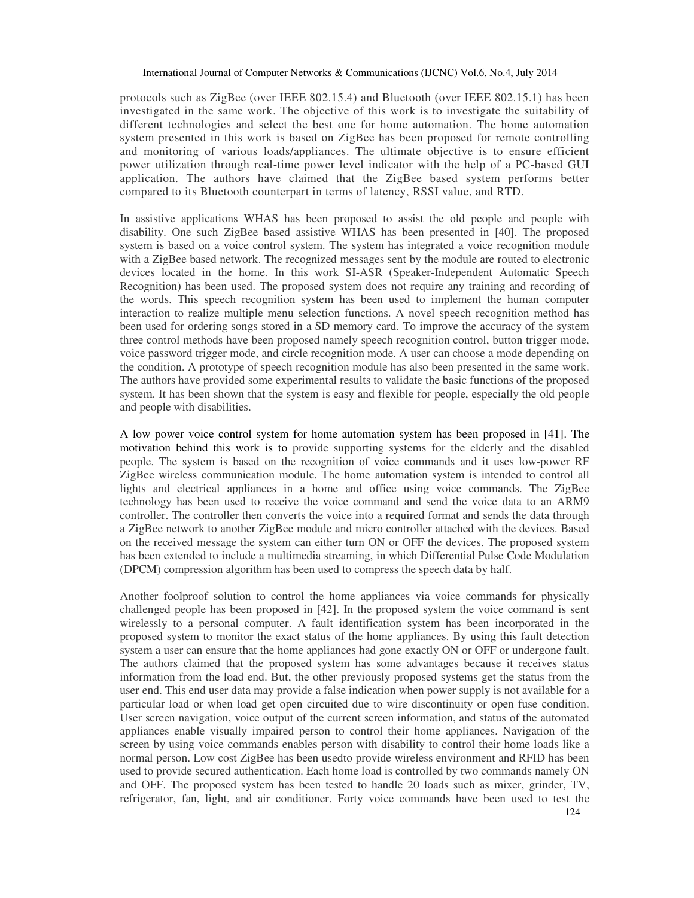protocols such as ZigBee (over IEEE 802.15.4) and Bluetooth (over IEEE 802.15.1) has been investigated in the same work. The objective of this work is to investigate the suitability of different technologies and select the best one for home automation. The home automation system presented in this work is based on ZigBee has been proposed for remote controlling and monitoring of various loads/appliances. The ultimate objective is to ensure efficient power utilization through real-time power level indicator with the help of a PC-based GUI application. The authors have claimed that the ZigBee based system performs better compared to its Bluetooth counterpart in terms of latency, RSSI value, and RTD.

In assistive applications WHAS has been proposed to assist the old people and people with disability. One such ZigBee based assistive WHAS has been presented in [40]. The proposed system is based on a voice control system. The system has integrated a voice recognition module with a ZigBee based network. The recognized messages sent by the module are routed to electronic devices located in the home. In this work SI-ASR (Speaker-Independent Automatic Speech Recognition) has been used. The proposed system does not require any training and recording of the words. This speech recognition system has been used to implement the human computer interaction to realize multiple menu selection functions. A novel speech recognition method has been used for ordering songs stored in a SD memory card. To improve the accuracy of the system three control methods have been proposed namely speech recognition control, button trigger mode, voice password trigger mode, and circle recognition mode. A user can choose a mode depending on the condition. A prototype of speech recognition module has also been presented in the same work. The authors have provided some experimental results to validate the basic functions of the proposed system. It has been shown that the system is easy and flexible for people, especially the old people and people with disabilities.

A low power voice control system for home automation system has been proposed in [41]. The motivation behind this work is to provide supporting systems for the elderly and the disabled people. The system is based on the recognition of voice commands and it uses low-power RF ZigBee wireless communication module. The home automation system is intended to control all lights and electrical appliances in a home and office using voice commands. The ZigBee technology has been used to receive the voice command and send the voice data to an ARM9 controller. The controller then converts the voice into a required format and sends the data through a ZigBee network to another ZigBee module and micro controller attached with the devices. Based on the received message the system can either turn ON or OFF the devices. The proposed system has been extended to include a multimedia streaming, in which Differential Pulse Code Modulation (DPCM) compression algorithm has been used to compress the speech data by half.

Another foolproof solution to control the home appliances via voice commands for physically challenged people has been proposed in [42]. In the proposed system the voice command is sent wirelessly to a personal computer. A fault identification system has been incorporated in the proposed system to monitor the exact status of the home appliances. By using this fault detection system a user can ensure that the home appliances had gone exactly ON or OFF or undergone fault. The authors claimed that the proposed system has some advantages because it receives status information from the load end. But, the other previously proposed systems get the status from the user end. This end user data may provide a false indication when power supply is not available for a particular load or when load get open circuited due to wire discontinuity or open fuse condition. User screen navigation, voice output of the current screen information, and status of the automated appliances enable visually impaired person to control their home appliances. Navigation of the screen by using voice commands enables person with disability to control their home loads like a normal person. Low cost ZigBee has been usedto provide wireless environment and RFID has been used to provide secured authentication. Each home load is controlled by two commands namely ON and OFF. The proposed system has been tested to handle 20 loads such as mixer, grinder, TV, refrigerator, fan, light, and air conditioner. Forty voice commands have been used to test the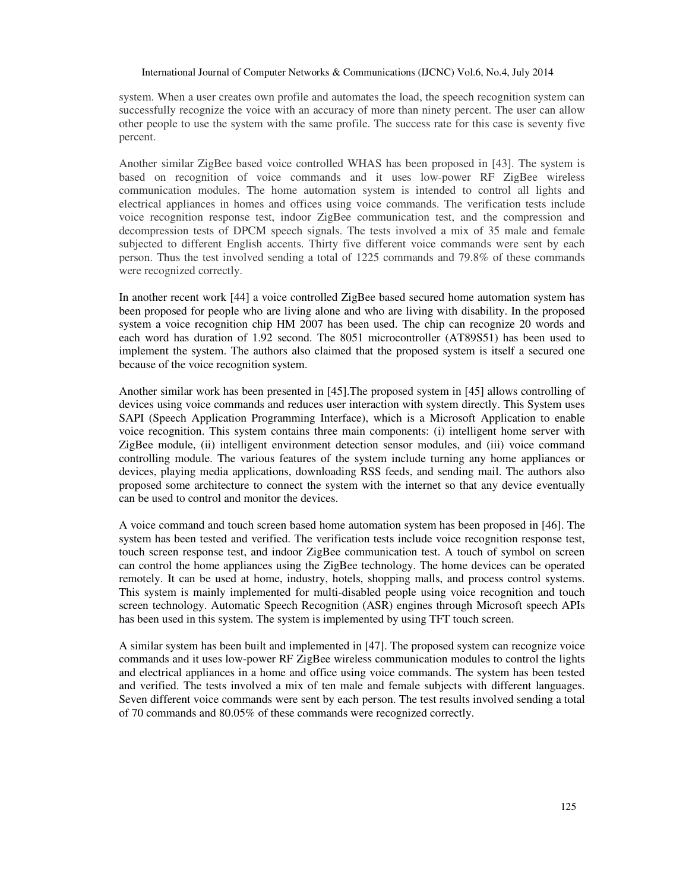system. When a user creates own profile and automates the load, the speech recognition system can successfully recognize the voice with an accuracy of more than ninety percent. The user can allow other people to use the system with the same profile. The success rate for this case is seventy five percent.

Another similar ZigBee based voice controlled WHAS has been proposed in [43]. The system is based on recognition of voice commands and it uses low-power RF ZigBee wireless communication modules. The home automation system is intended to control all lights and electrical appliances in homes and offices using voice commands. The verification tests include voice recognition response test, indoor ZigBee communication test, and the compression and decompression tests of DPCM speech signals. The tests involved a mix of 35 male and female subjected to different English accents. Thirty five different voice commands were sent by each person. Thus the test involved sending a total of 1225 commands and 79.8% of these commands were recognized correctly.

In another recent work [44] a voice controlled ZigBee based secured home automation system has been proposed for people who are living alone and who are living with disability. In the proposed system a voice recognition chip HM 2007 has been used. The chip can recognize 20 words and each word has duration of 1.92 second. The 8051 microcontroller (AT89S51) has been used to implement the system. The authors also claimed that the proposed system is itself a secured one because of the voice recognition system.

Another similar work has been presented in [45].The proposed system in [45] allows controlling of devices using voice commands and reduces user interaction with system directly. This System uses SAPI (Speech Application Programming Interface), which is a Microsoft Application to enable voice recognition. This system contains three main components: (i) intelligent home server with ZigBee module, (ii) intelligent environment detection sensor modules, and (iii) voice command controlling module. The various features of the system include turning any home appliances or devices, playing media applications, downloading RSS feeds, and sending mail. The authors also proposed some architecture to connect the system with the internet so that any device eventually can be used to control and monitor the devices.

A voice command and touch screen based home automation system has been proposed in [46]. The system has been tested and verified. The verification tests include voice recognition response test, touch screen response test, and indoor ZigBee communication test. A touch of symbol on screen can control the home appliances using the ZigBee technology. The home devices can be operated remotely. It can be used at home, industry, hotels, shopping malls, and process control systems. This system is mainly implemented for multi-disabled people using voice recognition and touch screen technology. Automatic Speech Recognition (ASR) engines through Microsoft speech APIs has been used in this system. The system is implemented by using TFT touch screen.

A similar system has been built and implemented in [47]. The proposed system can recognize voice commands and it uses low-power RF ZigBee wireless communication modules to control the lights and electrical appliances in a home and office using voice commands. The system has been tested and verified. The tests involved a mix of ten male and female subjects with different languages. Seven different voice commands were sent by each person. The test results involved sending a total of 70 commands and 80.05% of these commands were recognized correctly.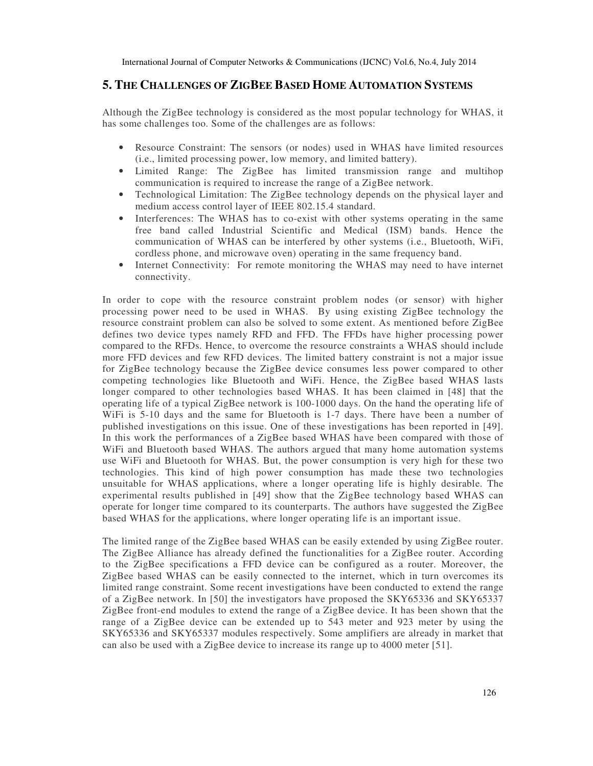## 5. THE CHALLENGES OF ZIGBEE BASED HOME AUTOMATION SYSTEMS

Although the ZigBee technology is considered as the most popular technology for WHAS, it has some challenges too. Some of the challenges are as follows:

- Resource Constraint: The sensors (or nodes) used in WHAS have limited resources (i.e., limited processing power, low memory, and limited battery).
- Limited Range: The ZigBee has limited transmission range and multihop communication is required to increase the range of a ZigBee network.
- Technological Limitation: The ZigBee technology depends on the physical layer and medium access control layer of IEEE 802.15.4 standard.
- Interferences: The WHAS has to co-exist with other systems operating in the same free band called Industrial Scientific and Medical (ISM) bands. Hence the communication of WHAS can be interfered by other systems (i.e., Bluetooth, WiFi, cordless phone, and microwave oven) operating in the same frequency band.
- Internet Connectivity: For remote monitoring the WHAS may need to have internet connectivity.

In order to cope with the resource constraint problem nodes (or sensor) with higher processing power need to be used in WHAS. By using existing ZigBee technology the resource constraint problem can also be solved to some extent. As mentioned before ZigBee defines two device types namely RFD and FFD. The FFDs have higher processing power compared to the RFDs. Hence, to overcome the resource constraints a WHAS should include more FFD devices and few RFD devices. The limited battery constraint is not a major issue for ZigBee technology because the ZigBee device consumes less power compared to other competing technologies like Bluetooth and WiFi. Hence, the ZigBee based WHAS lasts longer compared to other technologies based WHAS. It has been claimed in [48] that the operating life of a typical ZigBee network is 100-1000 days. On the hand the operating life of WiFi is 5-10 days and the same for Bluetooth is 1-7 days. There have been a number of published investigations on this issue. One of these investigations has been reported in [49]. In this work the performances of a ZigBee based WHAS have been compared with those of WiFi and Bluetooth based WHAS. The authors argued that many home automation systems use WiFi and Bluetooth for WHAS. But, the power consumption is very high for these two technologies. This kind of high power consumption has made these two technologies unsuitable for WHAS applications, where a longer operating life is highly desirable. The experimental results published in [49] show that the ZigBee technology based WHAS can operate for longer time compared to its counterparts. The authors have suggested the ZigBee based WHAS for the applications, where longer operating life is an important issue.

The limited range of the ZigBee based WHAS can be easily extended by using ZigBee router. The ZigBee Alliance has already defined the functionalities for a ZigBee router. According to the ZigBee specifications a FFD device can be configured as a router. Moreover, the ZigBee based WHAS can be easily connected to the internet, which in turn overcomes its limited range constraint. Some recent investigations have been conducted to extend the range of a ZigBee network. In [50] the investigators have proposed the SKY65336 and SKY65337 ZigBee front-end modules to extend the range of a ZigBee device. It has been shown that the range of a ZigBee device can be extended up to 543 meter and 923 meter by using the SKY65336 and SKY65337 modules respectively. Some amplifiers are already in market that can also be used with a ZigBee device to increase its range up to 4000 meter [51].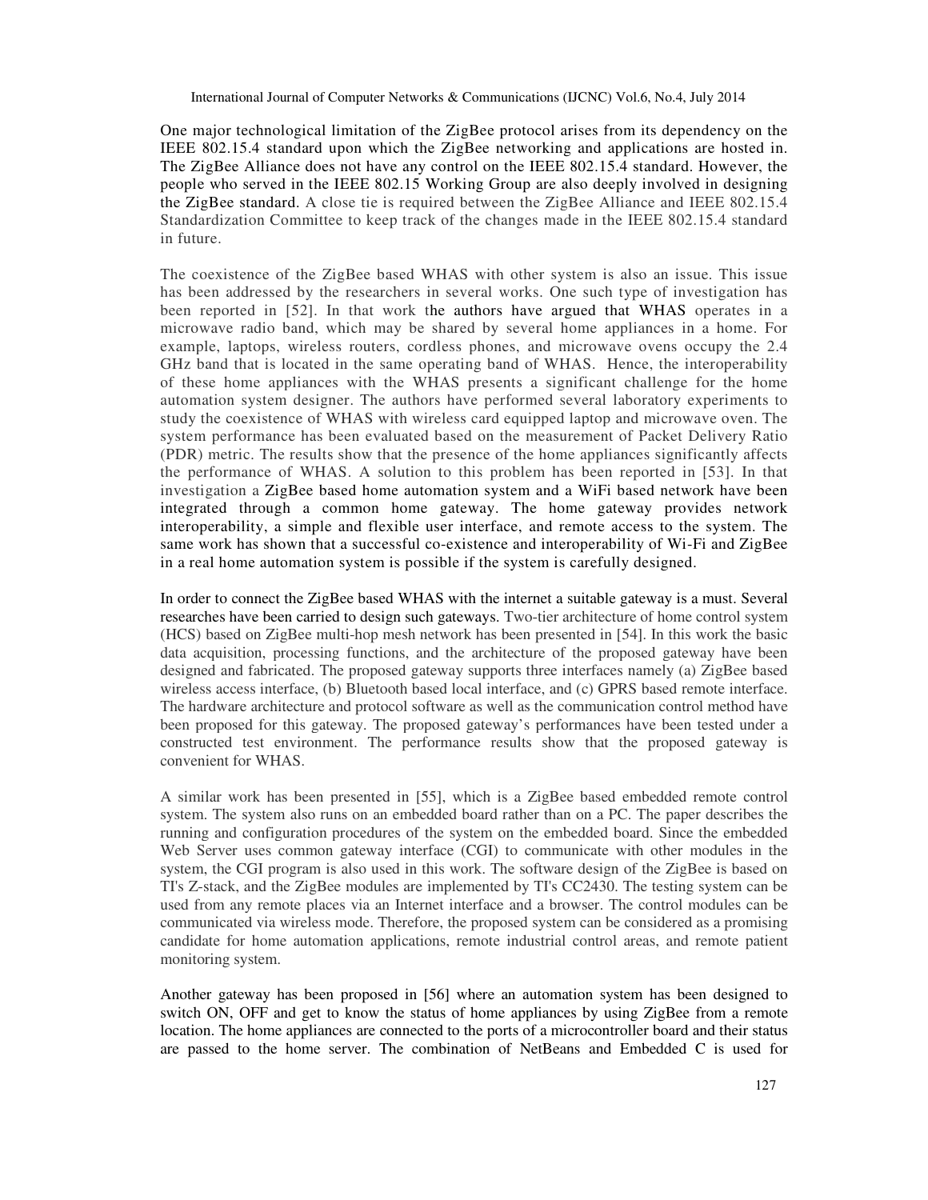One major technological limitation of the ZigBee protocol arises from its dependency on the IEEE 802.15.4 standard upon which the ZigBee networking and applications are hosted in. The ZigBee Alliance does not have any control on the IEEE 802.15.4 standard. However, the people who served in the IEEE 802.15 Working Group are also deeply involved in designing the ZigBee standard. A close tie is required between the ZigBee Alliance and IEEE 802.15.4 Standardization Committee to keep track of the changes made in the IEEE 802.15.4 standard in future.

The coexistence of the ZigBee based WHAS with other system is also an issue. This issue has been addressed by the researchers in several works. One such type of investigation has been reported in [52]. In that work the authors have argued that WHAS operates in a microwave radio band, which may be shared by several home appliances in a home. For example, laptops, wireless routers, cordless phones, and microwave ovens occupy the 2.4 GHz band that is located in the same operating band of WHAS. Hence, the interoperability of these home appliances with the WHAS presents a significant challenge for the home automation system designer. The authors have performed several laboratory experiments to study the coexistence of WHAS with wireless card equipped laptop and microwave oven. The system performance has been evaluated based on the measurement of Packet Delivery Ratio (PDR) metric. The results show that the presence of the home appliances significantly affects the performance of WHAS. A solution to this problem has been reported in [53]. In that investigation a ZigBee based home automation system and a WiFi based network have been integrated through a common home gateway. The home gateway provides network interoperability, a simple and flexible user interface, and remote access to the system. The same work has shown that a successful co-existence and interoperability of Wi-Fi and ZigBee in a real home automation system is possible if the system is carefully designed.

In order to connect the ZigBee based WHAS with the internet a suitable gateway is a must. Several researches have been carried to design such gateways. Two-tier architecture of home control system (HCS) based on ZigBee multi-hop mesh network has been presented in [54]. In this work the basic data acquisition, processing functions, and the architecture of the proposed gateway have been designed and fabricated. The proposed gateway supports three interfaces namely (a) ZigBee based wireless access interface, (b) Bluetooth based local interface, and (c) GPRS based remote interface. The hardware architecture and protocol software as well as the communication control method have been proposed for this gateway. The proposed gateway's performances have been tested under a constructed test environment. The performance results show that the proposed gateway is convenient for WHAS.

A similar work has been presented in [55], which is a ZigBee based embedded remote control system. The system also runs on an embedded board rather than on a PC. The paper describes the running and configuration procedures of the system on the embedded board. Since the embedded Web Server uses common gateway interface (CGI) to communicate with other modules in the system, the CGI program is also used in this work. The software design of the ZigBee is based on TI's Z-stack, and the ZigBee modules are implemented by TI's CC2430. The testing system can be used from any remote places via an Internet interface and a browser. The control modules can be communicated via wireless mode. Therefore, the proposed system can be considered as a promising candidate for home automation applications, remote industrial control areas, and remote patient monitoring system.

Another gateway has been proposed in [56] where an automation system has been designed to switch ON, OFF and get to know the status of home appliances by using ZigBee from a remote location. The home appliances are connected to the ports of a microcontroller board and their status are passed to the home server. The combination of NetBeans and Embedded C is used for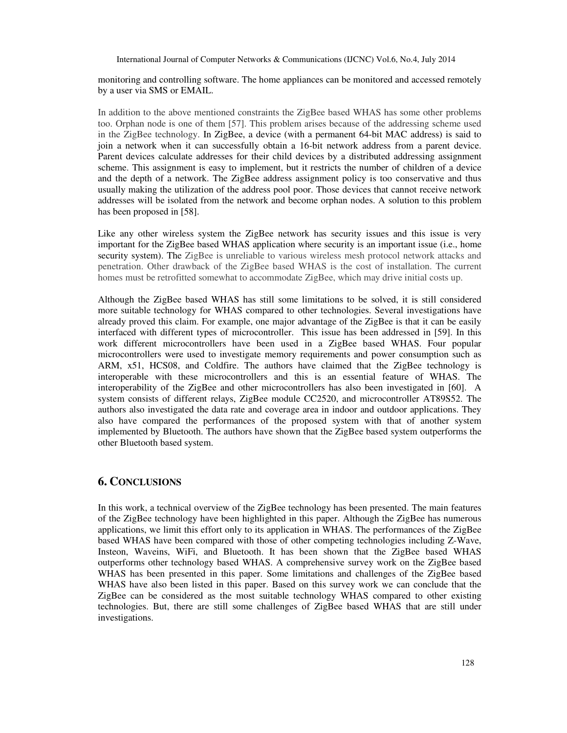monitoring and controlling software. The home appliances can be monitored and accessed remotely by a user via SMS or EMAIL.

In addition to the above mentioned constraints the ZigBee based WHAS has some other problems too. Orphan node is one of them [57]. This problem arises because of the addressing scheme used in the ZigBee technology. In ZigBee, a device (with a permanent 64-bit MAC address) is said to join a network when it can successfully obtain a 16-bit network address from a parent device. Parent devices calculate addresses for their child devices by a distributed addressing assignment scheme. This assignment is easy to implement, but it restricts the number of children of a device and the depth of a network. The ZigBee address assignment policy is too conservative and thus usually making the utilization of the address pool poor. Those devices that cannot receive network addresses will be isolated from the network and become orphan nodes. A solution to this problem has been proposed in [58].

Like any other wireless system the ZigBee network has security issues and this issue is very important for the ZigBee based WHAS application where security is an important issue (i.e., home security system). The ZigBee is unreliable to various wireless mesh protocol network attacks and penetration. Other drawback of the ZigBee based WHAS is the cost of installation. The current homes must be retrofitted somewhat to accommodate ZigBee, which may drive initial costs up.

Although the ZigBee based WHAS has still some limitations to be solved, it is still considered more suitable technology for WHAS compared to other technologies. Several investigations have already proved this claim. For example, one major advantage of the ZigBee is that it can be easily interfaced with different types of microcontroller. This issue has been addressed in [59]. In this work different microcontrollers have been used in a ZigBee based WHAS. Four popular microcontrollers were used to investigate memory requirements and power consumption such as ARM, x51, HCS08, and Coldfire. The authors have claimed that the ZigBee technology is interoperable with these microcontrollers and this is an essential feature of WHAS. The interoperability of the ZigBee and other microcontrollers has also been investigated in [60]. A system consists of different relays, ZigBee module CC2520, and microcontroller AT89S52. The authors also investigated the data rate and coverage area in indoor and outdoor applications. They also have compared the performances of the proposed system with that of another system implemented by Bluetooth. The authors have shown that the ZigBee based system outperforms the other Bluetooth based system.

## 6. CONCLUSIONS

In this work, a technical overview of the ZigBee technology has been presented. The main features of the ZigBee technology have been highlighted in this paper. Although the ZigBee has numerous applications, we limit this effort only to its application in WHAS. The performances of the ZigBee based WHAS have been compared with those of other competing technologies including Z-Wave, Insteon, Waveins, WiFi, and Bluetooth. It has been shown that the ZigBee based WHAS outperforms other technology based WHAS. A comprehensive survey work on the ZigBee based WHAS has been presented in this paper. Some limitations and challenges of the ZigBee based WHAS have also been listed in this paper. Based on this survey work we can conclude that the ZigBee can be considered as the most suitable technology WHAS compared to other existing technologies. But, there are still some challenges of ZigBee based WHAS that are still under investigations.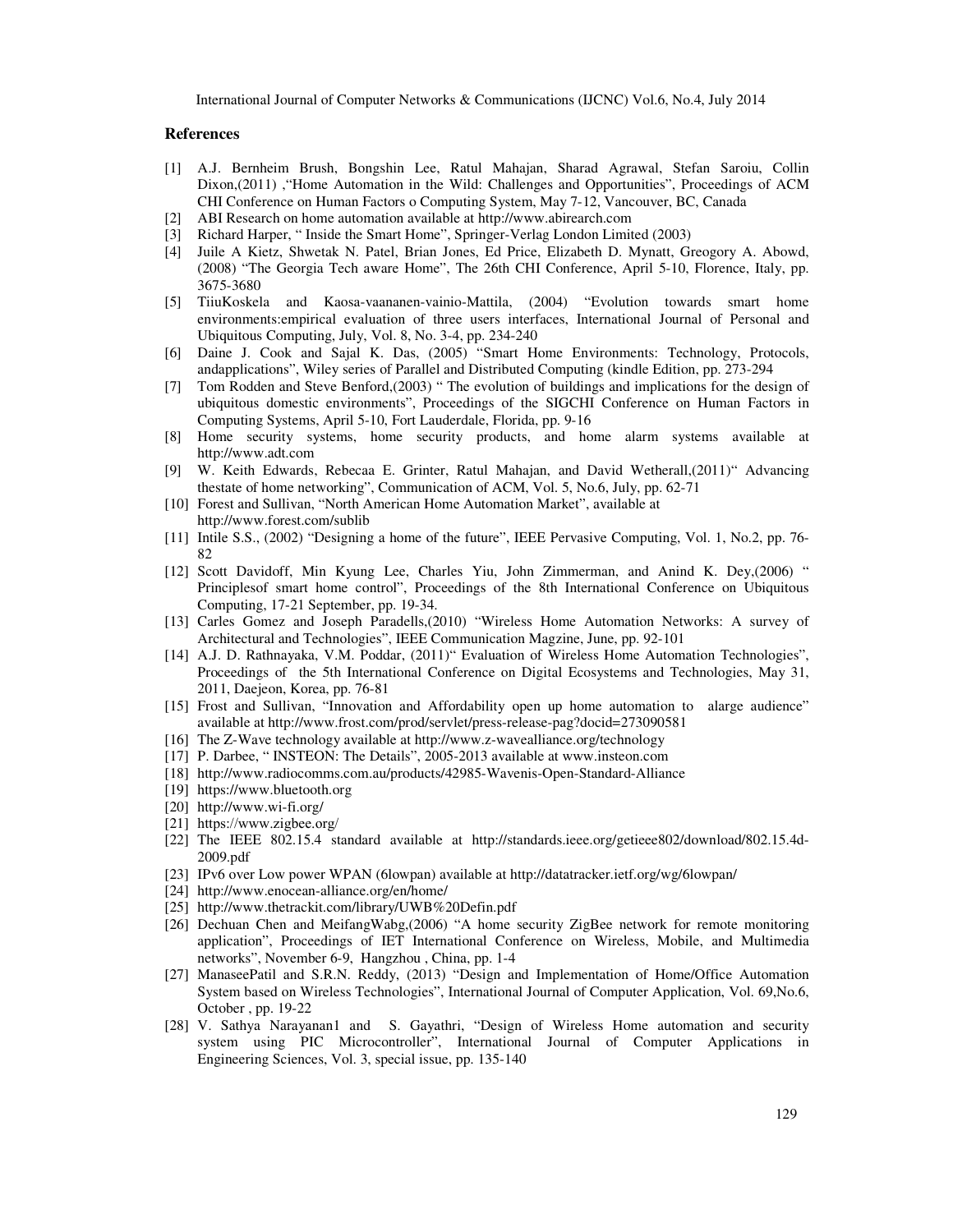## References

[1] A.J. Bernheim Brush, Bongshin Lee, Ratul Mahajan, Sharad Agrawal, Stefan Saroiu, Collin Dixon,(2011) ,"Home Automation in the Wild: Challenges and Opportunities", Proceedings of ACM CHI Conference on Human Factors o Computing System, May 7-12, Vancouver, BC, Canada

[2] ABI Research on home automation available at http://www.abirearch.com

[3] Richard Harper, " Inside the Smart Home", Springer-Verlag London Limited (2003)

[4] Juile A Kietz, Shwetak N. Patel, Brian Jones, Ed Price, Elizabeth D. Mynatt, Greogory A. Abowd, (2008) "The Georgia Tech aware Home", The 26th CHI Conference, April 5-10, Florence, Italy, pp. 3675-3680

[5] TiiuKoskela and Kaosa-vaananen-vainio-Mattila, (2004) "Evolution towards smart home environments:empirical evaluation of three users interfaces, International Journal of Personal and Ubiquitous Computing, July, Vol. 8, No. 3-4, pp. 234-240

[6] Daine J. Cook and Sajal K. Das, (2005) "Smart Home Environments: Technology, Protocols, andapplications", Wiley series of Parallel and Distributed Computing (kindle Edition, pp. 273-294

[7] Tom Rodden and Steve Benford,(2003) " The evolution of buildings and implications for the design of ubiquitous domestic environments", Proceedings of the SIGCHI Conference on Human Factors in Computing Systems, April 5-10, Fort Lauderdale, Florida, pp. 9-16

[8] Home security systems, home security products, and home alarm systems available at http://www.adt.com

[9] W. Keith Edwards, Rebecaa E. Grinter, Ratul Mahajan, and David Wetherall,(2011)" Advancing thestate of home networking", Communication of ACM, Vol. 5, No.6, July, pp. 62-71

[10] Forest and Sullivan, "North American Home Automation Market", available at http://www.forest.com/sublib

[11] Intile S.S., (2002) "Designing a home of the future", IEEE Pervasive Computing, Vol. 1, No.2, pp. 76-82

[12] Scott Davidoff, Min Kyung Lee, Charles Yiu, John Zimmerman, and Anind K. Dey,(2006) " Principlesof smart home control", Proceedings of the 8th International Conference on Ubiquitous Computing, 17-21 September, pp. 19-34.

[13] Carles Gomez and Joseph Paradells,(2010) "Wireless Home Automation Networks: A survey of Architectural and Technologies", IEEE Communication Magzine, June, pp. 92-101

[14] A.J. D. Rathnayaka, V.M. Poddar, (2011)" Evaluation of Wireless Home Automation Technologies", Proceedings of the 5th International Conference on Digital Ecosystems and Technologies, May 31, 2011, Daejeon, Korea, pp. 76-81

[15] Frost and Sullivan, "Innovation and Affordability open up home automation to alarge audience" available at http://www.frost.com/prod/servlet/press-release-pag?docid=273090581

[16] The Z-Wave technology available at http://www.z-wavealliance.org/technology

[17] P. Darbee, " INSTEON: The Details", 2005-2013 available at www.insteon.com

[18] http://www.radiocomms.com.au/products/42985-Wavenis-Open-Standard-Alliance

[19] https://www.bluetooth.org

[20] http://www.wi-fi.org/

[21] https://www.zigbee.org/

[22] The IEEE 802.15.4 standard available at http://standards.ieee.org/getieee802/download/802.15.4d-2009.pdf

[23] IPv6 over Low power WPAN (6lowpan) available at http://datatracker.ietf.org/wg/6lowpan/

[24] http://www.enocean-alliance.org/en/home/

[25] http://www.thetrackit.com/library/UWB%20Defin.pdf

[26] Dechuan Chen and MeifangWabg,(2006) "A home security ZigBee network for remote monitoring application", Proceedings of IET International Conference on Wireless, Mobile, and Multimedia networks", November 6-9, Hangzhou , China, pp. 1-4

[27] ManaseePatil and S.R.N. Reddy, (2013) "Design and Implementation of Home/Office Automation System based on Wireless Technologies", International Journal of Computer Application, Vol. 69,No.6, October , pp. 19-22

[28] V. Sathya Narayanan1 and S. Gayathri, "Design of Wireless Home automation and security system using PIC Microcontroller", International Journal of Computer Applications in Engineering Sciences, Vol. 3, special issue, pp. 135-140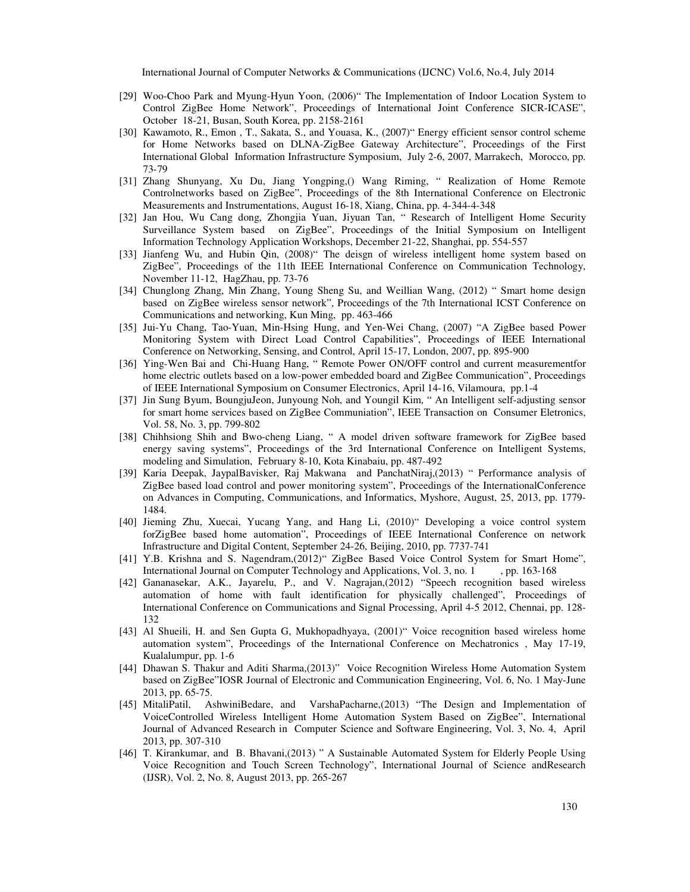[29] Woo-Choo Park and Myung-Hyun Yoon, (2006)" The Implementation of Indoor Location System to Control ZigBee Home Network", Proceedings of International Joint Conference SICR-ICASE", October 18-21, Busan, South Korea, pp. 2158-2161

[30] Kawamoto, R., Emon , T., Sakata, S., and Youasa, K., (2007)" Energy efficient sensor control scheme for Home Networks based on DLNA-ZigBee Gateway Architecture", Proceedings of the First International Global Information Infrastructure Symposium, July 2-6, 2007, Marrakech, Morocco, pp. 73-79

[31] Zhang Shunyang, Xu Du, Jiang Yongping,() Wang Riming, " Realization of Home Remote Controlnetworks based on ZigBee", Proceedings of the 8th International Conference on Electronic Measurements and Instrumentations, August 16-18, Xiang, China, pp. 4-344-4-348

[32] Jan Hou, Wu Cang dong, Zhongjia Yuan, Jiyuan Tan, " Research of Intelligent Home Security Surveillance System based on ZigBee", Proceedings of the Initial Symposium on Intelligent Information Technology Application Workshops, December 21-22, Shanghai, pp. 554-557

[33] Jianfeng Wu, and Hubin Qin, (2008)" The deisgn of wireless intelligent home system based on ZigBee", Proceedings of the 11th IEEE International Conference on Communication Technology, November 11-12, HagZhau, pp. 73-76

[34] Chunglong Zhang, Min Zhang, Young Sheng Su, and Weillian Wang, (2012) " Smart home design based on ZigBee wireless sensor network", Proceedings of the 7th International ICST Conference on Communications and networking, Kun Ming, pp. 463-466

[35] Jui-Yu Chang, Tao-Yuan, Min-Hsing Hung, and Yen-Wei Chang, (2007) "A ZigBee based Power Monitoring System with Direct Load Control Capabilities", Proceedings of IEEE International Conference on Networking, Sensing, and Control, April 15-17, London, 2007, pp. 895-900

[36] Ying-Wen Bai and Chi-Huang Hang, " Remote Power ON/OFF control and current measurementfor home electric outlets based on a low-power embedded board and ZigBee Communication", Proceedings of IEEE International Symposium on Consumer Electronics, April 14-16, Vilamoura, pp.1-4

[37] Jin Sung Byum, BoungjuJeon, Junyoung Noh, and Youngil Kim, " An Intelligent self-adjusting sensor for smart home services based on ZigBee Communiation", IEEE Transaction on Consumer Eletronics, Vol. 58, No. 3, pp. 799-802

[38] Chihhsiong Shih and Bwo-cheng Liang, " A model driven software framework for ZigBee based energy saving systems", Proceedings of the 3rd International Conference on Intelligent Systems, modeling and Simulation, February 8-10, Kota Kinabaiu, pp. 487-492

[39] Karia Deepak, JaypalBavisker, Raj Makwana and PanchatNiraj,(2013) " Performance analysis of ZigBee based load control and power monitoring system", Proceedings of the InternationalConference on Advances in Computing, Communications, and Informatics, Myshore, August, 25, 2013, pp. 1779-1484.

[40] Jieming Zhu, Xuecai, Yucang Yang, and Hang Li, (2010)" Developing a voice control system forZigBee based home automation", Proceedings of IEEE International Conference on network Infrastructure and Digital Content, September 24-26, Beijing, 2010, pp. 7737-741

[41] Y.B. Krishna and S. Nagendram,(2012)" ZigBee Based Voice Control System for Smart Home", International Journal on Computer Technology and Applications, Vol. 3, no. 1 , pp. 163-168

[42] Gananasekar, A.K., Jayarelu, P., and V. Nagrajan,(2012) "Speech recognition based wireless automation of home with fault identification for physically challenged", Proceedings of International Conference on Communications and Signal Processing, April 4-5 2012, Chennai, pp. 128-132

[43] Al Shueili, H. and Sen Gupta G, Mukhopadhyaya, (2001)" Voice recognition based wireless home automation system", Proceedings of the International Conference on Mechatronics , May 17-19, Kualalumpur, pp. 1-6

[44] Dhawan S. Thakur and Aditi Sharma,(2013)" Voice Recognition Wireless Home Automation System based on ZigBee"IOSR Journal of Electronic and Communication Engineering, Vol. 6, No. 1 May-June 2013, pp. 65-75.

[45] MitaliPatil, AshwiniBedare, and VarshaPacharne,(2013) "The Design and Implementation of VoiceControlled Wireless Intelligent Home Automation System Based on ZigBee", International Journal of Advanced Research in Computer Science and Software Engineering, Vol. 3, No. 4, April 2013, pp. 307-310

[46] T. Kirankumar, and B. Bhavani,(2013) " A Sustainable Automated System for Elderly People Using Voice Recognition and Touch Screen Technology", International Journal of Science andResearch (IJSR), Vol. 2, No. 8, August 2013, pp. 265-267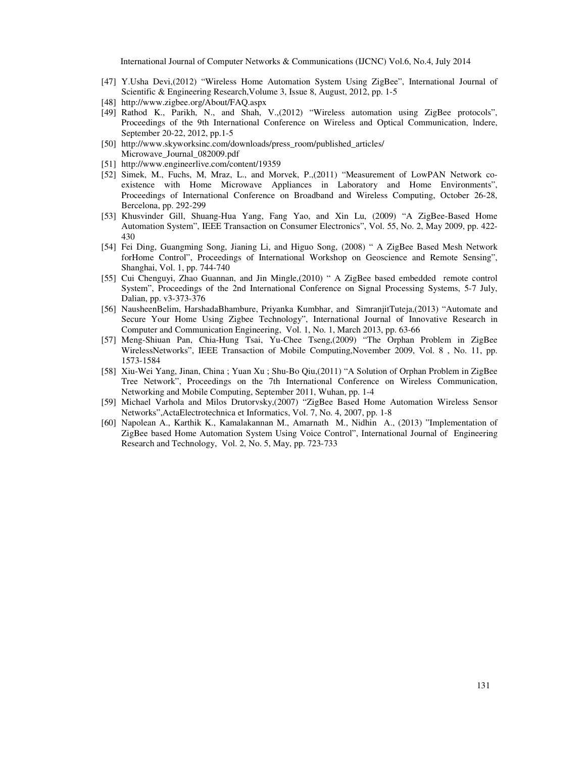[47] Y.Usha Devi,(2012) "Wireless Home Automation System Using ZigBee", International Journal of Scientific & Engineering Research,Volume 3, Issue 8, August, 2012, pp. 1-5

[48] http://www.zigbee.org/About/FAQ.aspx

[49] Rathod K., Parikh, N., and Shah, V.,(2012) "Wireless automation using ZigBee protocols", Proceedings of the 9th International Conference on Wireless and Optical Communication, lndere, September 20-22, 2012, pp.1-5

[50] http://www.skyworksinc.com/downloads/press_room/published_articles/Microwave_Journal_082009.pdf

[51] http://www.engineerlive.com/content/19359

[52] Simek, M., Fuchs, M, Mraz, L., and Morvek, P.,(2011) "Measurement of LowPAN Network co-existence with Home Microwave Appliances in Laboratory and Home Environments", Proceedings of International Conference on Broadband and Wireless Computing, October 26-28, Bercelona, pp. 292-299

[53] Khusvinder Gill, Shuang-Hua Yang, Fang Yao, and Xin Lu, (2009) "A ZigBee-Based Home Automation System", IEEE Transaction on Consumer Electronics", Vol. 55, No. 2, May 2009, pp. 422-430

[54] Fei Ding, Guangming Song, Jianing Li, and Higuo Song, (2008) " A ZigBee Based Mesh Network forHome Control", Proceedings of International Workshop on Geoscience and Remote Sensing", Shanghai, Vol. 1, pp. 744-740

[55] Cui Chenguyi, Zhao Guannan, and Jin Mingle,(2010) " A ZigBee based embedded remote control System", Proceedings of the 2nd International Conference on Signal Processing Systems, 5-7 July, Dalian, pp. v3-373-376

[56] NausheenBelim, HarshadaBhambure, Priyanka Kumbhar, and SimranjitTuteja,(2013) "Automate and Secure Your Home Using Zigbee Technology", International Journal of Innovative Research in Computer and Communication Engineering, Vol. 1, No. 1, March 2013, pp. 63-66

[57] Meng-Shiuan Pan, Chia-Hung Tsai, Yu-Chee Tseng,(2009) "The Orphan Problem in ZigBee WirelessNetworks", IEEE Transaction of Mobile Computing,November 2009, Vol. 8 , No. 11, pp. 1573-1584

[58] Xiu-Wei Yang, Jinan, China ; Yuan Xu ; Shu-Bo Qiu,(2011) "A Solution of Orphan Problem in ZigBee Tree Network", Proceedings on the 7th International Conference on Wireless Communication, Networking and Mobile Computing, September 2011, Wuhan, pp. 1-4

[59] Michael Varhola and Milos Drutorvsky,(2007) "ZigBee Based Home Automation Wireless Sensor Networks",ActaElectrotechnica et Informatics, Vol. 7, No. 4, 2007, pp. 1-8

[60] Napolean A., Karthik K., Kamalakannan M., Amarnath M., Nidhin A., (2013) "Implementation of ZigBee based Home Automation System Using Voice Control", International Journal of Engineering Research and Technology, Vol. 2, No. 5, May, pp. 723-733